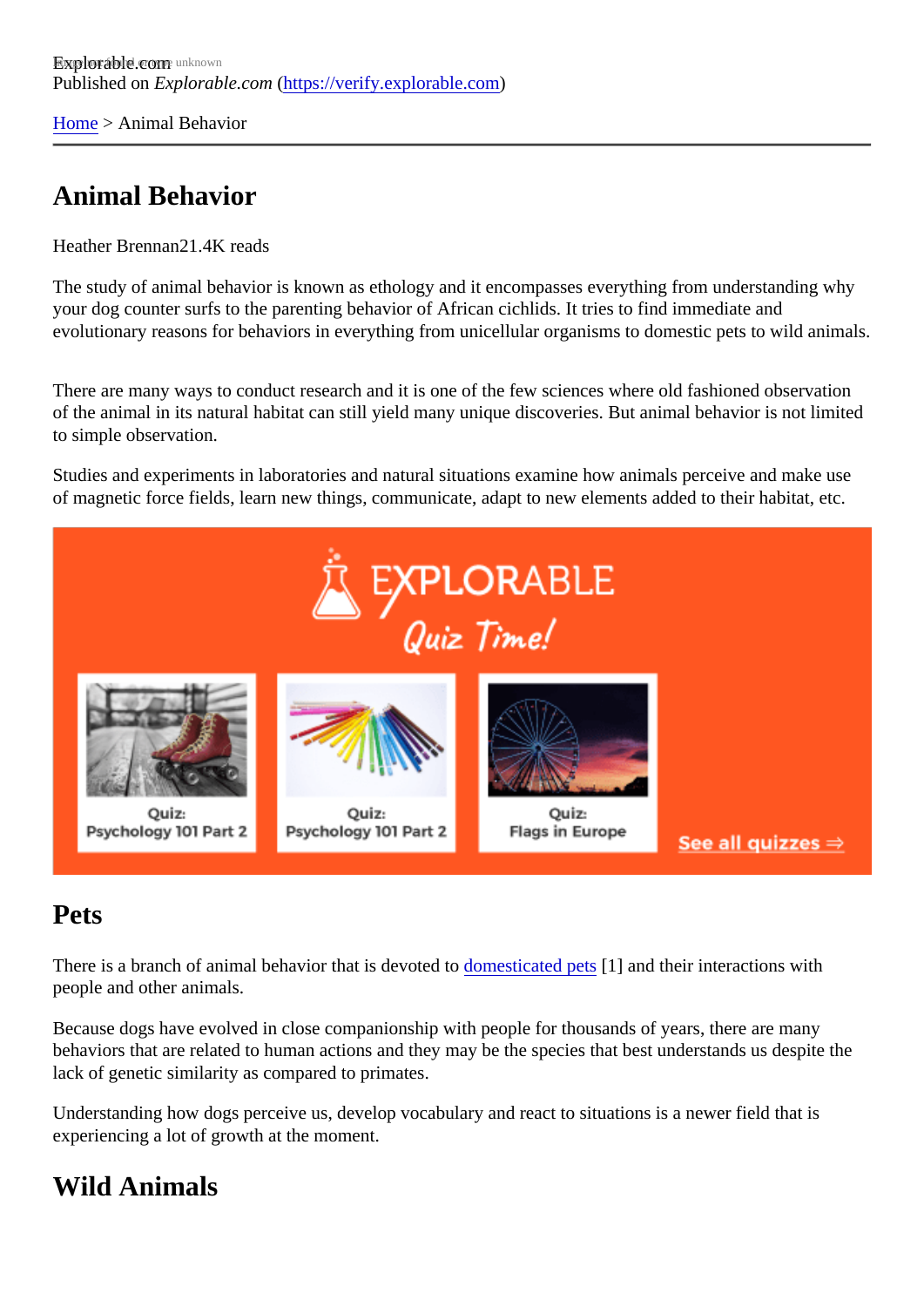Explorable.com
Published on *Explorable.com* (https://verify.explorable.com)

Home > Animal Behavior

# Animal Behavior

Heather Brennan21.4K reads

The study of animal behavior is known as ethology and it encompasses everything from understanding why your dog counter surfs to the parenting behavior of African cichlids. It tries to find immediate and evolutionary reasons for behaviors in everything from unicellular organisms to domestic pets to wild animals.

There are many ways to conduct research and it is one of the few sciences where old fashioned observation of the animal in its natural habitat can still yield many unique discoveries. But animal behavior is not limited to simple observation.

Studies and experiments in laboratories and natural situations examine how animals perceive and make use of magnetic force fields, learn new things, communicate, adapt to new elements added to their habitat, etc.

## Pets

There is a branch of animal behavior that is devoted to domesticated pets [1] and their interactions with people and other animals.

Because dogs have evolved in close companionship with people for thousands of years, there are many behaviors that are related to human actions and they may be the species that best understands us despite the lack of genetic similarity as compared to primates.

Understanding how dogs perceive us, develop vocabulary and react to situations is a newer field that is experiencing a lot of growth at the moment.

## Wild Animals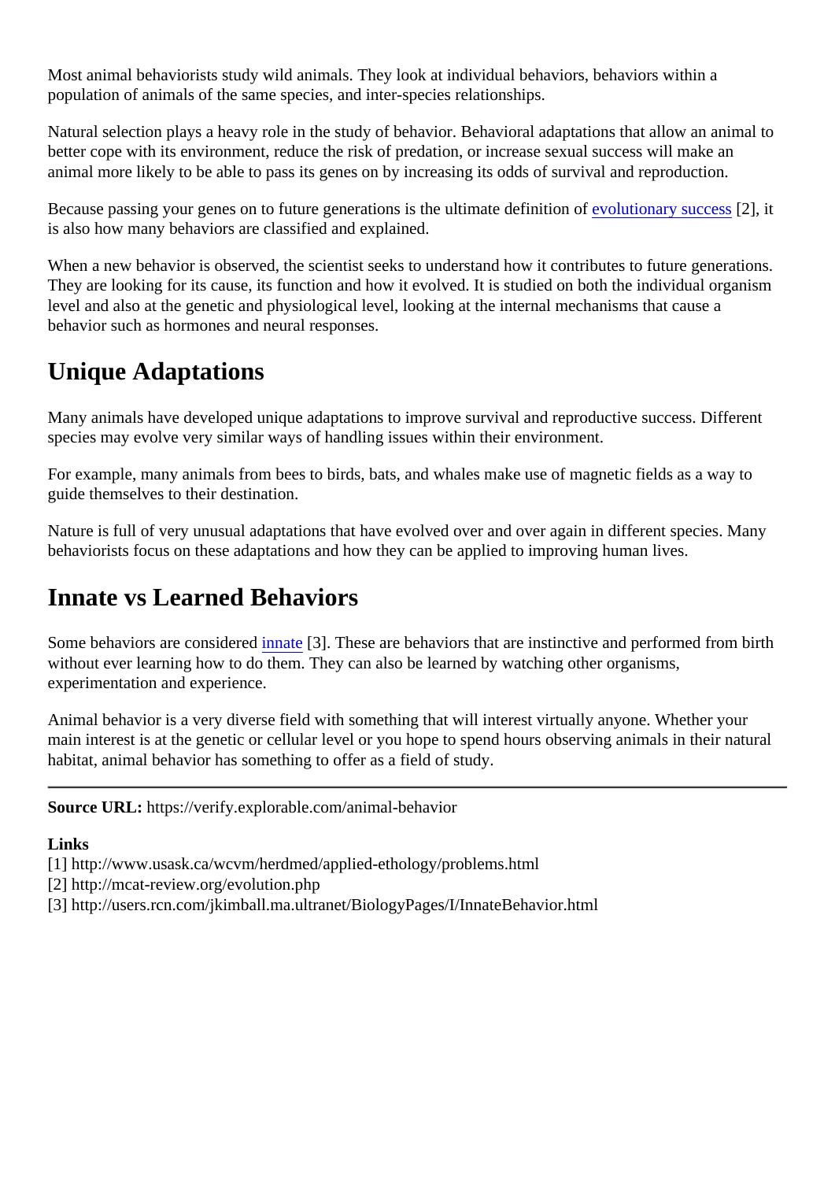Most animal behaviorists study wild animals. They look at individual behaviors, behaviors within a population of animals of the same species, and inter-species relationships.

Natural selection plays a heavy role in the study of behavior. Behavioral adaptations that allow an animal to better cope with its environment, reduce the risk of predation, or increase sexual success will make an animal more likely to be able to pass its genes on by increasing its odds of survival and reproduction.

Because passing your genes on to future generations is the ultimate definition of evolutionary success [2], it is also how many behaviors are classified and explained.

When a new behavior is observed, the scientist seeks to understand how it contributes to future generations. They are looking for its cause, its function and how it evolved. It is studied on both the individual organism level and also at the genetic and physiological level, looking at the internal mechanisms that cause a behavior such as hormones and neural responses.

## Unique Adaptations

Many animals have developed unique adaptations to improve survival and reproductive success. Different species may evolve very similar ways of handling issues within their environment.

For example, many animals from bees to birds, bats, and whales make use of magnetic fields as a way to guide themselves to their destination.

Nature is full of very unusual adaptations that have evolved over and over again in different species. Many behaviorists focus on these adaptations and how they can be applied to improving human lives.

## Innate vs Learned Behaviors

Some behaviors are considered innate [3]. These are behaviors that are instinctive and performed from birth without ever learning how to do them. They can also be learned by watching other organisms, experimentation and experience.

Animal behavior is a very diverse field with something that will interest virtually anyone. Whether your main interest is at the genetic or cellular level or you hope to spend hours observing animals in their natural habitat, animal behavior has something to offer as a field of study.

---

**Source URL:** https://verify.explorable.com/animal-behavior

**Links**
[1] http://www.usask.ca/wcvm/herdmed/applied-ethology/problems.html
[2] http://mcat-review.org/evolution.php
[3] http://users.rcn.com/jkimball.ma.ultranet/BiologyPages/I/InnateBehavior.html